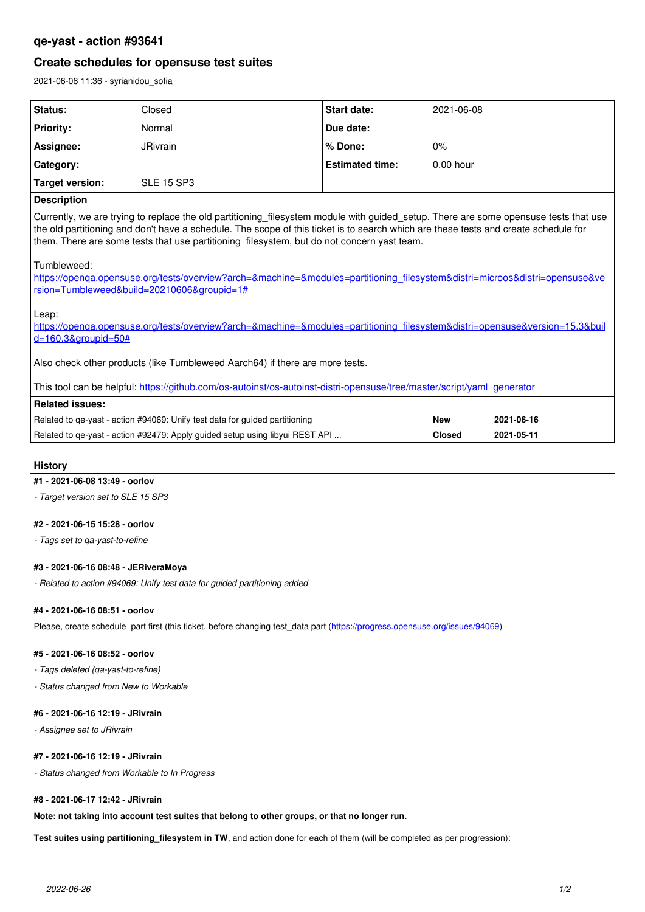# qe-yast - action #93641

## Create schedules for opensuse test suites

2021-06-08 11:36 - syrianidou_sofia

| Status: | Closed | Start date: | 2021-06-08 |
|---|---|---|---|
| Priority: | Normal | Due date: | |
| Assignee: | JRivrain | % Done: | 0% |
| Category: | | Estimated time: | 0.00 hour |
| Target version: | SLE 15 SP3 | | |

**Description**

Currently, we are trying to replace the old partitioning_filesystem module with guided_setup. There are some opensuse tests that use the old partitioning and don't have a schedule. The scope of this ticket is to search which are these tests and create schedule for them. There are some tests that use partitioning_filesystem, but do not concern yast team.

Tumbleweed:
https://openqa.opensuse.org/tests/overview?arch=&machine=&modules=partitioning_filesystem&distri=microos&distri=opensuse&version=Tumbleweed&build=20210606&groupid=1#

Leap:
https://openqa.opensuse.org/tests/overview?arch=&machine=&modules=partitioning_filesystem&distri=opensuse&version=15.3&build=160.3&groupid=50#

Also check other products (like Tumbleweed Aarch64) if there are more tests.

This tool can be helpful: https://github.com/os-autoinst/os-autoinst-distri-opensuse/tree/master/script/yaml_generator

**Related issues:**

| | | |
|---|---|---|
| Related to qe-yast - action #94069: Unify test data for guided partitioning | New | 2021-06-16 |
| Related to qe-yast - action #92479: Apply guided setup using libyui REST API ... | Closed | 2021-05-11 |

## History

**#1 - 2021-06-08 13:49 - oorlov**

*- Target version set to SLE 15 SP3*

**#2 - 2021-06-15 15:28 - oorlov**

*- Tags set to qa-yast-to-refine*

**#3 - 2021-06-16 08:48 - JERiveraMoya**

*- Related to action #94069: Unify test data for guided partitioning added*

**#4 - 2021-06-16 08:51 - oorlov**

Please, create schedule part first (this ticket, before changing test_data part (https://progress.opensuse.org/issues/94069)

**#5 - 2021-06-16 08:52 - oorlov**

*- Tags deleted (qa-yast-to-refine)*

*- Status changed from New to Workable*

**#6 - 2021-06-16 12:19 - JRivrain**

*- Assignee set to JRivrain*

**#7 - 2021-06-16 12:19 - JRivrain**

*- Status changed from Workable to In Progress*

**#8 - 2021-06-17 12:42 - JRivrain**

**Note: not taking into account test suites that belong to other groups, or that no longer run.**

**Test suites using partitioning_filesystem in TW**, and action done for each of them (will be completed as per progression):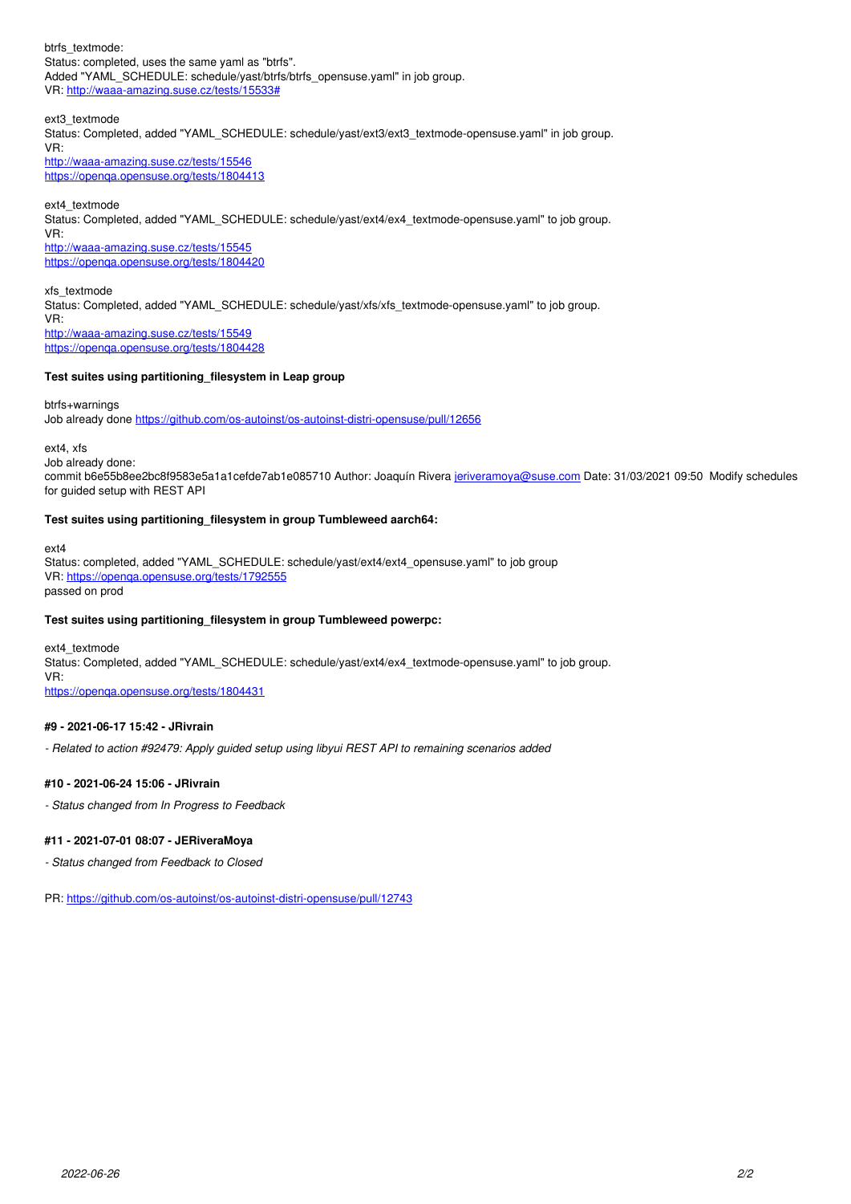btrfs_textmode:
Status: completed, uses the same yaml as "btrfs".
Added "YAML_SCHEDULE: schedule/yast/btrfs/btrfs_opensuse.yaml" in job group.
VR: http://waaa-amazing.suse.cz/tests/15533#

ext3_textmode
Status: Completed, added "YAML_SCHEDULE: schedule/yast/ext3/ext3_textmode-opensuse.yaml" in job group.
VR:
http://waaa-amazing.suse.cz/tests/15546
https://openqa.opensuse.org/tests/1804413

ext4_textmode
Status: Completed, added "YAML_SCHEDULE: schedule/yast/ext4/ex4_textmode-opensuse.yaml" to job group.
VR:
http://waaa-amazing.suse.cz/tests/15545
https://openqa.opensuse.org/tests/1804420

xfs_textmode
Status: Completed, added "YAML_SCHEDULE: schedule/yast/xfs/xfs_textmode-opensuse.yaml" to job group.
VR:
http://waaa-amazing.suse.cz/tests/15549
https://openqa.opensuse.org/tests/1804428

**Test suites using partitioning_filesystem in Leap group**

btrfs+warnings
Job already done https://github.com/os-autoinst/os-autoinst-distri-opensuse/pull/12656

ext4, xfs
Job already done:
commit b6e55b8ee2bc8f9583e5a1a1cefde7ab1e085710 Author: Joaquín Rivera jeriveramoya@suse.com Date: 31/03/2021 09:50 Modify schedules for guided setup with REST API

**Test suites using partitioning_filesystem in group Tumbleweed aarch64:**

ext4
Status: completed, added "YAML_SCHEDULE: schedule/yast/ext4/ext4_opensuse.yaml" to job group
VR: https://openqa.opensuse.org/tests/1792555
passed on prod

**Test suites using partitioning_filesystem in group Tumbleweed powerpc:**

ext4_textmode
Status: Completed, added "YAML_SCHEDULE: schedule/yast/ext4/ex4_textmode-opensuse.yaml" to job group.
VR:
https://openqa.opensuse.org/tests/1804431

#### #9 - 2021-06-17 15:42 - JRivrain

*- Related to action #92479: Apply guided setup using libyui REST API to remaining scenarios added*

#### #10 - 2021-06-24 15:06 - JRivrain

*- Status changed from In Progress to Feedback*

#### #11 - 2021-07-01 08:07 - JERiveraMoya

*- Status changed from Feedback to Closed*

PR: https://github.com/os-autoinst/os-autoinst-distri-opensuse/pull/12743